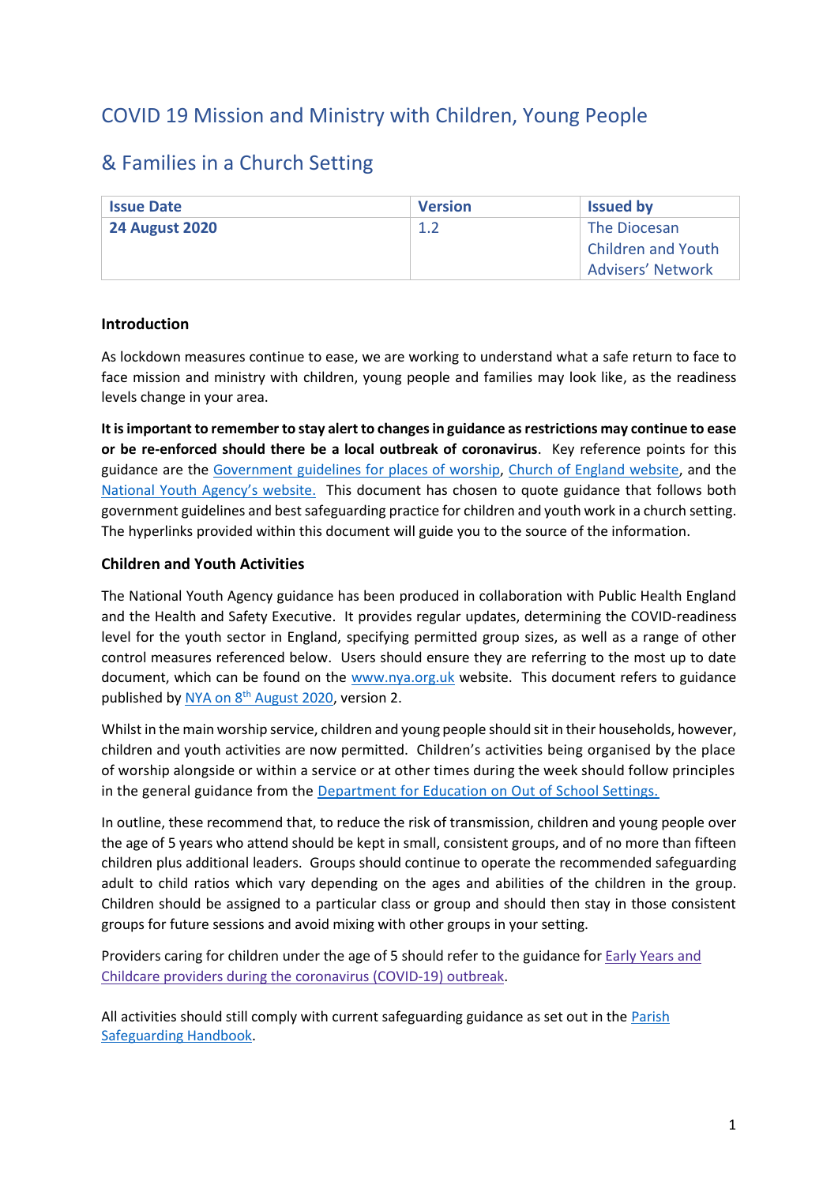# COVID 19 Mission and Ministry with Children, Young People & Families in a Church Setting

| Issue Date | Version | Issued by |
|---|---|---|
| **24 August 2020** | 1.2 | The Diocesan Children and Youth Advisers' Network |

### Introduction

As lockdown measures continue to ease, we are working to understand what a safe return to face to face mission and ministry with children, young people and families may look like, as the readiness levels change in your area.

**It is important to remember to stay alert to changes in guidance as restrictions may continue to ease or be re-enforced should there be a local outbreak of coronavirus**. Key reference points for this guidance are the Government guidelines for places of worship, Church of England website, and the National Youth Agency's website. This document has chosen to quote guidance that follows both government guidelines and best safeguarding practice for children and youth work in a church setting. The hyperlinks provided within this document will guide you to the source of the information.

### Children and Youth Activities

The National Youth Agency guidance has been produced in collaboration with Public Health England and the Health and Safety Executive. It provides regular updates, determining the COVID-readiness level for the youth sector in England, specifying permitted group sizes, as well as a range of other control measures referenced below. Users should ensure they are referring to the most up to date document, which can be found on the www.nya.org.uk website. This document refers to guidance published by NYA on 8th August 2020, version 2.

Whilst in the main worship service, children and young people should sit in their households, however, children and youth activities are now permitted. Children's activities being organised by the place of worship alongside or within a service or at other times during the week should follow principles in the general guidance from the Department for Education on Out of School Settings.

In outline, these recommend that, to reduce the risk of transmission, children and young people over the age of 5 years who attend should be kept in small, consistent groups, and of no more than fifteen children plus additional leaders. Groups should continue to operate the recommended safeguarding adult to child ratios which vary depending on the ages and abilities of the children in the group. Children should be assigned to a particular class or group and should then stay in those consistent groups for future sessions and avoid mixing with other groups in your setting.

Providers caring for children under the age of 5 should refer to the guidance for Early Years and Childcare providers during the coronavirus (COVID-19) outbreak.

All activities should still comply with current safeguarding guidance as set out in the Parish Safeguarding Handbook.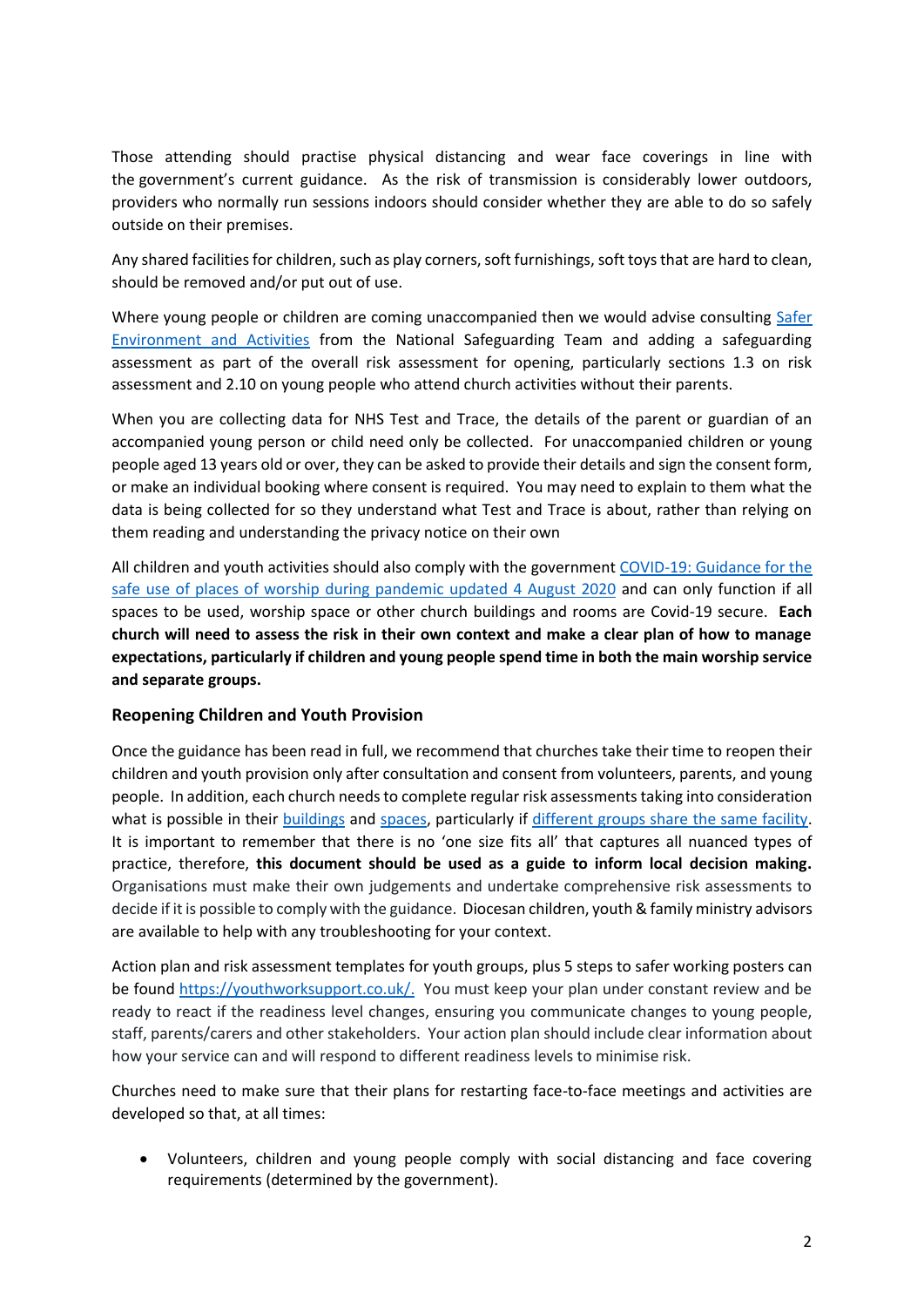Those attending should practise physical distancing and wear face coverings in line with the government's current guidance. As the risk of transmission is considerably lower outdoors, providers who normally run sessions indoors should consider whether they are able to do so safely outside on their premises.

Any shared facilities for children, such as play corners, soft furnishings, soft toys that are hard to clean, should be removed and/or put out of use.

Where young people or children are coming unaccompanied then we would advise consulting Safer Environment and Activities from the National Safeguarding Team and adding a safeguarding assessment as part of the overall risk assessment for opening, particularly sections 1.3 on risk assessment and 2.10 on young people who attend church activities without their parents.

When you are collecting data for NHS Test and Trace, the details of the parent or guardian of an accompanied young person or child need only be collected. For unaccompanied children or young people aged 13 years old or over, they can be asked to provide their details and sign the consent form, or make an individual booking where consent is required. You may need to explain to them what the data is being collected for so they understand what Test and Trace is about, rather than relying on them reading and understanding the privacy notice on their own

All children and youth activities should also comply with the government COVID-19: Guidance for the safe use of places of worship during pandemic updated 4 August 2020 and can only function if all spaces to be used, worship space or other church buildings and rooms are Covid-19 secure. **Each church will need to assess the risk in their own context and make a clear plan of how to manage expectations, particularly if children and young people spend time in both the main worship service and separate groups.**

### Reopening Children and Youth Provision

Once the guidance has been read in full, we recommend that churches take their time to reopen their children and youth provision only after consultation and consent from volunteers, parents, and young people. In addition, each church needs to complete regular risk assessments taking into consideration what is possible in their buildings and spaces, particularly if different groups share the same facility. It is important to remember that there is no 'one size fits all' that captures all nuanced types of practice, therefore, **this document should be used as a guide to inform local decision making.** Organisations must make their own judgements and undertake comprehensive risk assessments to decide if it is possible to comply with the guidance. Diocesan children, youth & family ministry advisors are available to help with any troubleshooting for your context.

Action plan and risk assessment templates for youth groups, plus 5 steps to safer working posters can be found https://youthworksupport.co.uk/. You must keep your plan under constant review and be ready to react if the readiness level changes, ensuring you communicate changes to young people, staff, parents/carers and other stakeholders. Your action plan should include clear information about how your service can and will respond to different readiness levels to minimise risk.

Churches need to make sure that their plans for restarting face-to-face meetings and activities are developed so that, at all times:

- Volunteers, children and young people comply with social distancing and face covering requirements (determined by the government).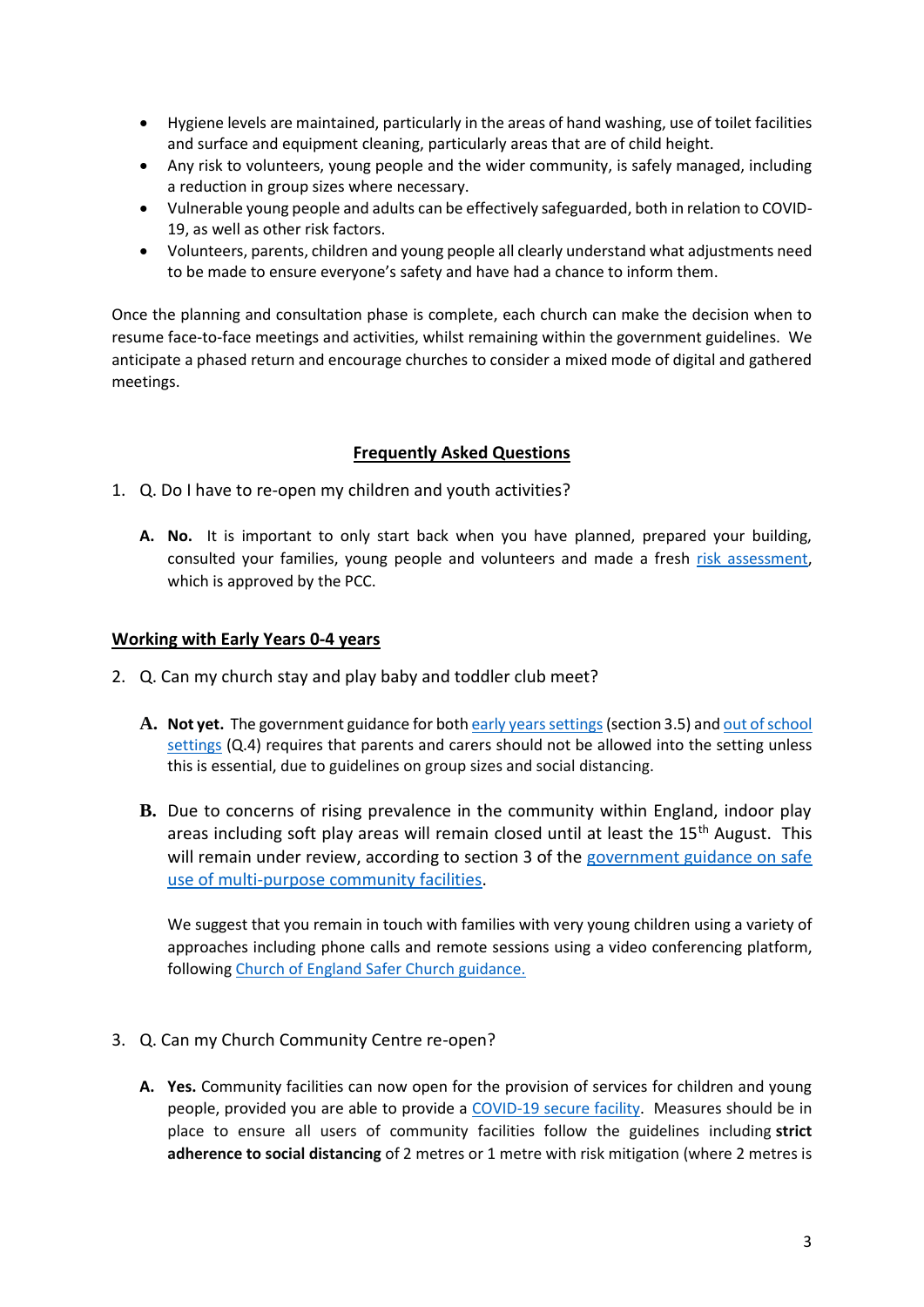- Hygiene levels are maintained, particularly in the areas of hand washing, use of toilet facilities and surface and equipment cleaning, particularly areas that are of child height.
- Any risk to volunteers, young people and the wider community, is safely managed, including a reduction in group sizes where necessary.
- Vulnerable young people and adults can be effectively safeguarded, both in relation to COVID-19, as well as other risk factors.
- Volunteers, parents, children and young people all clearly understand what adjustments need to be made to ensure everyone's safety and have had a chance to inform them.

Once the planning and consultation phase is complete, each church can make the decision when to resume face-to-face meetings and activities, whilst remaining within the government guidelines. We anticipate a phased return and encourage churches to consider a mixed mode of digital and gathered meetings.

## Frequently Asked Questions

1. Q. Do I have to re-open my children and youth activities?

   **A. No.** It is important to only start back when you have planned, prepared your building, consulted your families, young people and volunteers and made a fresh risk assessment, which is approved by the PCC.

### Working with Early Years 0-4 years

2. Q. Can my church stay and play baby and toddler club meet?

   **A. Not yet.** The government guidance for both early years settings (section 3.5) and out of school settings (Q.4) requires that parents and carers should not be allowed into the setting unless this is essential, due to guidelines on group sizes and social distancing.

   **B.** Due to concerns of rising prevalence in the community within England, indoor play areas including soft play areas will remain closed until at least the 15th August. This will remain under review, according to section 3 of the government guidance on safe use of multi-purpose community facilities.

   We suggest that you remain in touch with families with very young children using a variety of approaches including phone calls and remote sessions using a video conferencing platform, following Church of England Safer Church guidance.

3. Q. Can my Church Community Centre re-open?

   **A. Yes.** Community facilities can now open for the provision of services for children and young people, provided you are able to provide a COVID-19 secure facility. Measures should be in place to ensure all users of community facilities follow the guidelines including **strict adherence to social distancing** of 2 metres or 1 metre with risk mitigation (where 2 metres is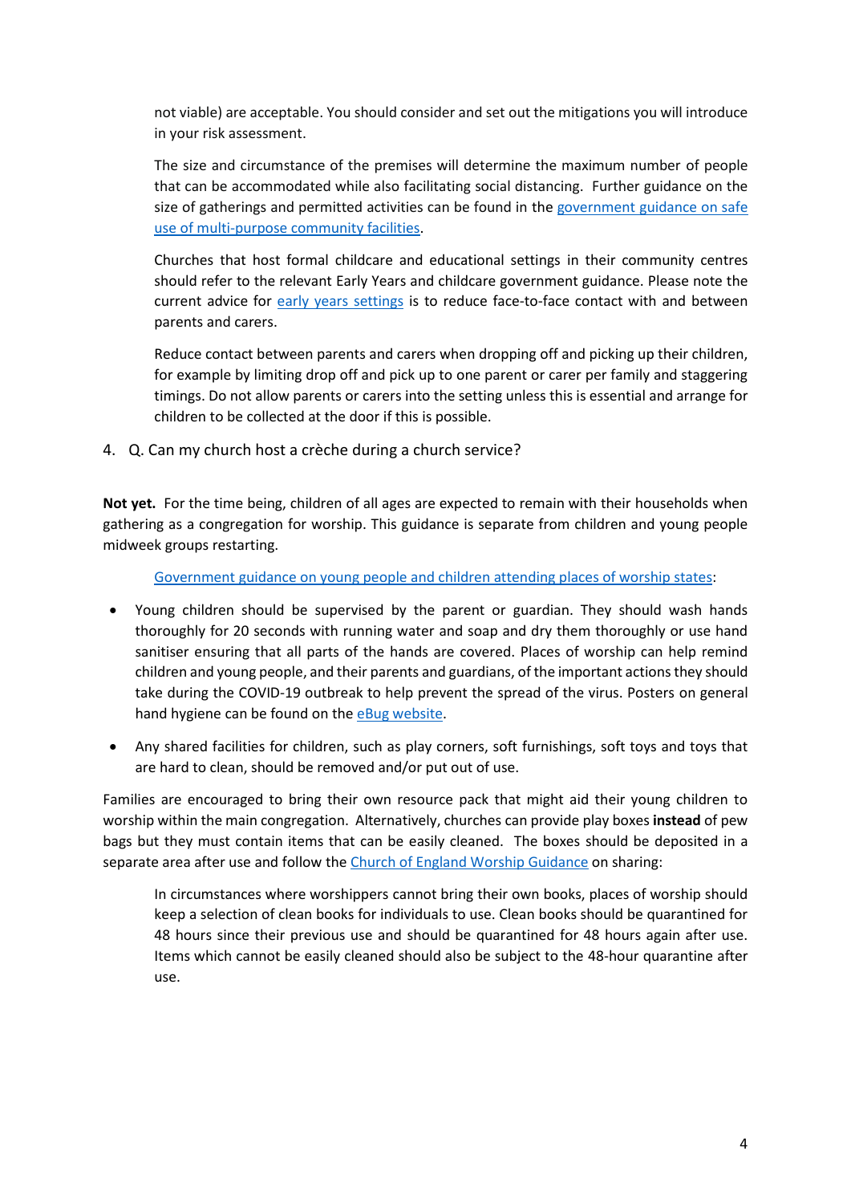not viable) are acceptable. You should consider and set out the mitigations you will introduce in your risk assessment.

The size and circumstance of the premises will determine the maximum number of people that can be accommodated while also facilitating social distancing. Further guidance on the size of gatherings and permitted activities can be found in the government guidance on safe use of multi-purpose community facilities.

Churches that host formal childcare and educational settings in their community centres should refer to the relevant Early Years and childcare government guidance. Please note the current advice for early years settings is to reduce face-to-face contact with and between parents and carers.

Reduce contact between parents and carers when dropping off and picking up their children, for example by limiting drop off and pick up to one parent or carer per family and staggering timings. Do not allow parents or carers into the setting unless this is essential and arrange for children to be collected at the door if this is possible.

4. Q. Can my church host a crèche during a church service?

**Not yet.** For the time being, children of all ages are expected to remain with their households when gathering as a congregation for worship. This guidance is separate from children and young people midweek groups restarting.

Government guidance on young people and children attending places of worship states:

- Young children should be supervised by the parent or guardian. They should wash hands thoroughly for 20 seconds with running water and soap and dry them thoroughly or use hand sanitiser ensuring that all parts of the hands are covered. Places of worship can help remind children and young people, and their parents and guardians, of the important actions they should take during the COVID-19 outbreak to help prevent the spread of the virus. Posters on general hand hygiene can be found on the eBug website.
- Any shared facilities for children, such as play corners, soft furnishings, soft toys and toys that are hard to clean, should be removed and/or put out of use.

Families are encouraged to bring their own resource pack that might aid their young children to worship within the main congregation. Alternatively, churches can provide play boxes **instead** of pew bags but they must contain items that can be easily cleaned. The boxes should be deposited in a separate area after use and follow the Church of England Worship Guidance on sharing:

In circumstances where worshippers cannot bring their own books, places of worship should keep a selection of clean books for individuals to use. Clean books should be quarantined for 48 hours since their previous use and should be quarantined for 48 hours again after use. Items which cannot be easily cleaned should also be subject to the 48-hour quarantine after use.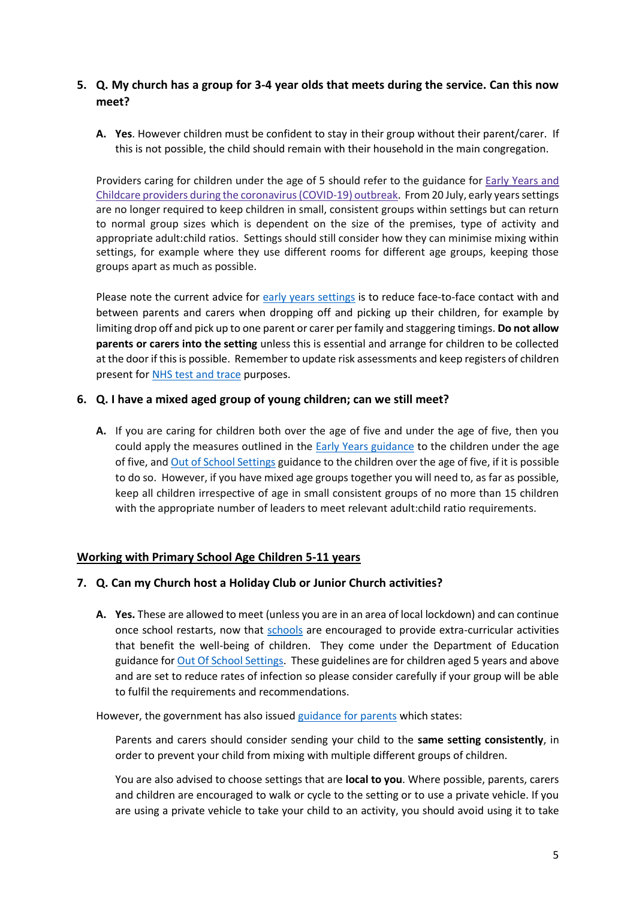5. **Q. My church has a group for 3-4 year olds that meets during the service. Can this now meet?**

   A. **Yes**. However children must be confident to stay in their group without their parent/carer. If this is not possible, the child should remain with their household in the main congregation.

   Providers caring for children under the age of 5 should refer to the guidance for [Early Years and Childcare providers during the coronavirus (COVID-19) outbreak](). From 20 July, early years settings are no longer required to keep children in small, consistent groups within settings but can return to normal group sizes which is dependent on the size of the premises, type of activity and appropriate adult:child ratios. Settings should still consider how they can minimise mixing within settings, for example where they use different rooms for different age groups, keeping those groups apart as much as possible.

   Please note the current advice for [early years settings]() is to reduce face-to-face contact with and between parents and carers when dropping off and picking up their children, for example by limiting drop off and pick up to one parent or carer per family and staggering timings. **Do not allow parents or carers into the setting** unless this is essential and arrange for children to be collected at the door if this is possible. Remember to update risk assessments and keep registers of children present for [NHS test and trace]() purposes.

6. **Q. I have a mixed aged group of young children; can we still meet?**

   A. If you are caring for children both over the age of five and under the age of five, then you could apply the measures outlined in the [Early Years guidance]() to the children under the age of five, and [Out of School Settings]() guidance to the children over the age of five, if it is possible to do so. However, if you have mixed age groups together you will need to, as far as possible, keep all children irrespective of age in small consistent groups of no more than 15 children with the appropriate number of leaders to meet relevant adult:child ratio requirements.

## <u>Working with Primary School Age Children 5-11 years</u>

7. **Q. Can my Church host a Holiday Club or Junior Church activities?**

   A. **Yes.** These are allowed to meet (unless you are in an area of local lockdown) and can continue once school restarts, now that [schools]() are encouraged to provide extra-curricular activities that benefit the well-being of children. They come under the Department of Education guidance for [Out Of School Settings](). These guidelines are for children aged 5 years and above and are set to reduce rates of infection so please consider carefully if your group will be able to fulfil the requirements and recommendations.

   However, the government has also issued [guidance for parents]() which states:

   > Parents and carers should consider sending your child to the **same setting consistently**, in order to prevent your child from mixing with multiple different groups of children.
   >
   > You are also advised to choose settings that are **local to you**. Where possible, parents, carers and children are encouraged to walk or cycle to the setting or to use a private vehicle. If you are using a private vehicle to take your child to an activity, you should avoid using it to take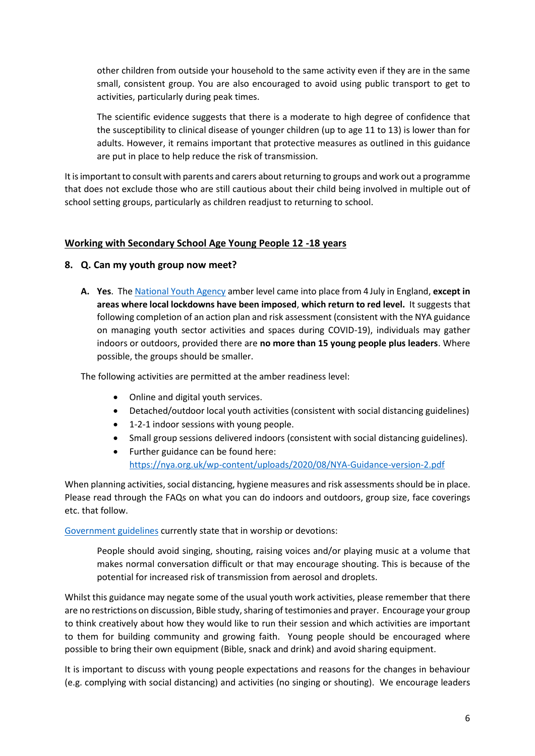other children from outside your household to the same activity even if they are in the same small, consistent group. You are also encouraged to avoid using public transport to get to activities, particularly during peak times.

The scientific evidence suggests that there is a moderate to high degree of confidence that the susceptibility to clinical disease of younger children (up to age 11 to 13) is lower than for adults. However, it remains important that protective measures as outlined in this guidance are put in place to help reduce the risk of transmission.

It is important to consult with parents and carers about returning to groups and work out a programme that does not exclude those who are still cautious about their child being involved in multiple out of school setting groups, particularly as children readjust to returning to school.

## Working with Secondary School Age Young People 12 -18 years

### 8. Q. Can my youth group now meet?

**A.** **Yes**. The National Youth Agency amber level came into place from 4 July in England, **except in areas where local lockdowns have been imposed**, **which return to red level.** It suggests that following completion of an action plan and risk assessment (consistent with the NYA guidance on managing youth sector activities and spaces during COVID-19), individuals may gather indoors or outdoors, provided there are **no more than 15 young people plus leaders**. Where possible, the groups should be smaller.

The following activities are permitted at the amber readiness level:

- Online and digital youth services.
- Detached/outdoor local youth activities (consistent with social distancing guidelines)
- 1-2-1 indoor sessions with young people.
- Small group sessions delivered indoors (consistent with social distancing guidelines).
- Further guidance can be found here: https://nya.org.uk/wp-content/uploads/2020/08/NYA-Guidance-version-2.pdf

When planning activities, social distancing, hygiene measures and risk assessments should be in place. Please read through the FAQs on what you can do indoors and outdoors, group size, face coverings etc. that follow.

Government guidelines currently state that in worship or devotions:

> People should avoid singing, shouting, raising voices and/or playing music at a volume that makes normal conversation difficult or that may encourage shouting. This is because of the potential for increased risk of transmission from aerosol and droplets.

Whilst this guidance may negate some of the usual youth work activities, please remember that there are no restrictions on discussion, Bible study, sharing of testimonies and prayer. Encourage your group to think creatively about how they would like to run their session and which activities are important to them for building community and growing faith. Young people should be encouraged where possible to bring their own equipment (Bible, snack and drink) and avoid sharing equipment.

It is important to discuss with young people expectations and reasons for the changes in behaviour (e.g. complying with social distancing) and activities (no singing or shouting). We encourage leaders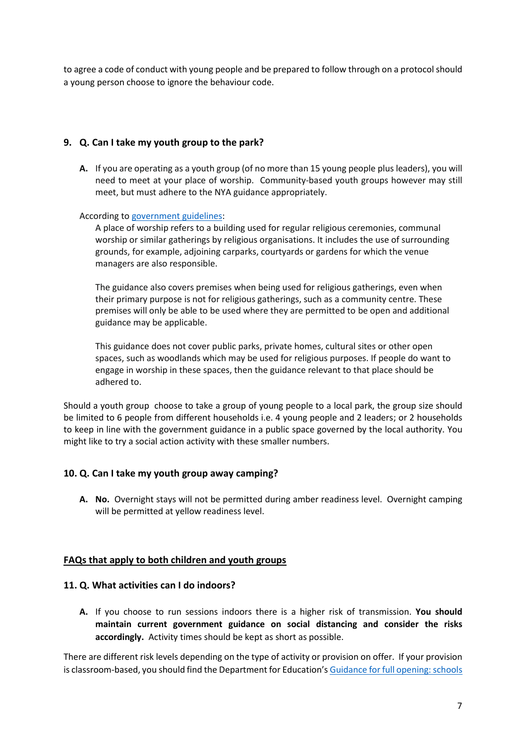to agree a code of conduct with young people and be prepared to follow through on a protocol should a young person choose to ignore the behaviour code.

### 9. Q. Can I take my youth group to the park?

**A.** If you are operating as a youth group (of no more than 15 young people plus leaders), you will need to meet at your place of worship. Community-based youth groups however may still meet, but must adhere to the NYA guidance appropriately.

According to [government guidelines](government guidelines):

> A place of worship refers to a building used for regular religious ceremonies, communal worship or similar gatherings by religious organisations. It includes the use of surrounding grounds, for example, adjoining carparks, courtyards or gardens for which the venue managers are also responsible.
>
> The guidance also covers premises when being used for religious gatherings, even when their primary purpose is not for religious gatherings, such as a community centre. These premises will only be able to be used where they are permitted to be open and additional guidance may be applicable.
>
> This guidance does not cover public parks, private homes, cultural sites or other open spaces, such as woodlands which may be used for religious purposes. If people do want to engage in worship in these spaces, then the guidance relevant to that place should be adhered to.

Should a youth group choose to take a group of young people to a local park, the group size should be limited to 6 people from different households i.e. 4 young people and 2 leaders; or 2 households to keep in line with the government guidance in a public space governed by the local authority. You might like to try a social action activity with these smaller numbers.

### 10. Q. Can I take my youth group away camping?

**A.** **No.** Overnight stays will not be permitted during amber readiness level. Overnight camping will be permitted at yellow readiness level.

## <u>FAQs that apply to both children and youth groups</u>

### 11. Q. What activities can I do indoors?

**A.** If you choose to run sessions indoors there is a higher risk of transmission. **You should maintain current government guidance on social distancing and consider the risks accordingly.** Activity times should be kept as short as possible.

There are different risk levels depending on the type of activity or provision on offer. If your provision is classroom-based, you should find the Department for Education's [Guidance for full opening: schools](Guidance for full opening: schools)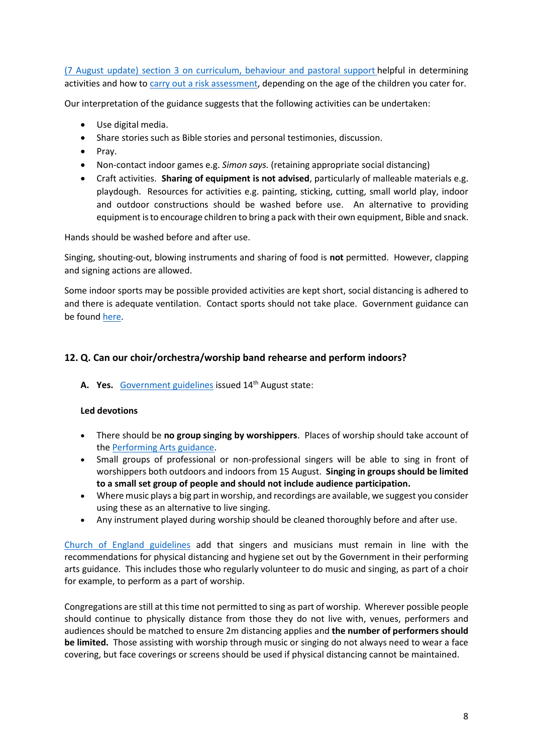(7 August update) section 3 on curriculum, behaviour and pastoral support helpful in determining activities and how to carry out a risk assessment, depending on the age of the children you cater for.

Our interpretation of the guidance suggests that the following activities can be undertaken:

- Use digital media.
- Share stories such as Bible stories and personal testimonies, discussion.
- Pray.
- Non-contact indoor games e.g. *Simon says.* (retaining appropriate social distancing)
- Craft activities. **Sharing of equipment is not advised**, particularly of malleable materials e.g. playdough. Resources for activities e.g. painting, sticking, cutting, small world play, indoor and outdoor constructions should be washed before use. An alternative to providing equipment is to encourage children to bring a pack with their own equipment, Bible and snack.

Hands should be washed before and after use.

Singing, shouting-out, blowing instruments and sharing of food is **not** permitted. However, clapping and signing actions are allowed.

Some indoor sports may be possible provided activities are kept short, social distancing is adhered to and there is adequate ventilation. Contact sports should not take place. Government guidance can be found here.

## 12. Q. Can our choir/orchestra/worship band rehearse and perform indoors?

**A. Yes.** Government guidelines issued 14th August state:

**Led devotions**

- There should be **no group singing by worshippers**. Places of worship should take account of the Performing Arts guidance.
- Small groups of professional or non-professional singers will be able to sing in front of worshippers both outdoors and indoors from 15 August. **Singing in groups should be limited to a small set group of people and should not include audience participation.**
- Where music plays a big part in worship, and recordings are available, we suggest you consider using these as an alternative to live singing.
- Any instrument played during worship should be cleaned thoroughly before and after use.

Church of England guidelines add that singers and musicians must remain in line with the recommendations for physical distancing and hygiene set out by the Government in their performing arts guidance. This includes those who regularly volunteer to do music and singing, as part of a choir for example, to perform as a part of worship.

Congregations are still at this time not permitted to sing as part of worship. Wherever possible people should continue to physically distance from those they do not live with, venues, performers and audiences should be matched to ensure 2m distancing applies and **the number of performers should be limited.** Those assisting with worship through music or singing do not always need to wear a face covering, but face coverings or screens should be used if physical distancing cannot be maintained.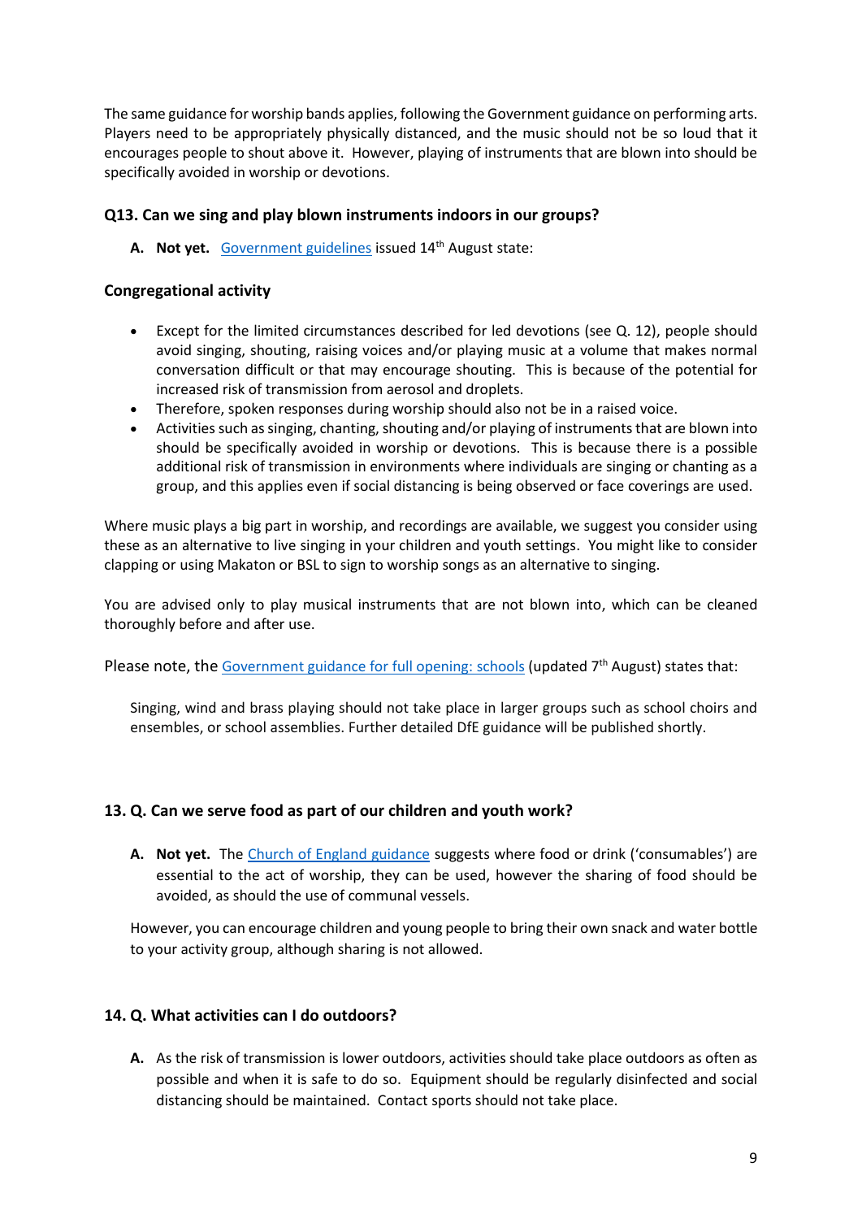The same guidance for worship bands applies, following the Government guidance on performing arts. Players need to be appropriately physically distanced, and the music should not be so loud that it encourages people to shout above it. However, playing of instruments that are blown into should be specifically avoided in worship or devotions.

### Q13. Can we sing and play blown instruments indoors in our groups?

A. **Not yet.** Government guidelines issued 14th August state:

### Congregational activity

- Except for the limited circumstances described for led devotions (see Q. 12), people should avoid singing, shouting, raising voices and/or playing music at a volume that makes normal conversation difficult or that may encourage shouting. This is because of the potential for increased risk of transmission from aerosol and droplets.
- Therefore, spoken responses during worship should also not be in a raised voice.
- Activities such as singing, chanting, shouting and/or playing of instruments that are blown into should be specifically avoided in worship or devotions. This is because there is a possible additional risk of transmission in environments where individuals are singing or chanting as a group, and this applies even if social distancing is being observed or face coverings are used.

Where music plays a big part in worship, and recordings are available, we suggest you consider using these as an alternative to live singing in your children and youth settings. You might like to consider clapping or using Makaton or BSL to sign to worship songs as an alternative to singing.

You are advised only to play musical instruments that are not blown into, which can be cleaned thoroughly before and after use.

Please note, the Government guidance for full opening: schools (updated 7th August) states that:

> Singing, wind and brass playing should not take place in larger groups such as school choirs and ensembles, or school assemblies. Further detailed DfE guidance will be published shortly.

### 13. Q. Can we serve food as part of our children and youth work?

A. **Not yet.** The Church of England guidance suggests where food or drink ('consumables') are essential to the act of worship, they can be used, however the sharing of food should be avoided, as should the use of communal vessels.

However, you can encourage children and young people to bring their own snack and water bottle to your activity group, although sharing is not allowed.

### 14. Q. What activities can I do outdoors?

A. As the risk of transmission is lower outdoors, activities should take place outdoors as often as possible and when it is safe to do so. Equipment should be regularly disinfected and social distancing should be maintained. Contact sports should not take place.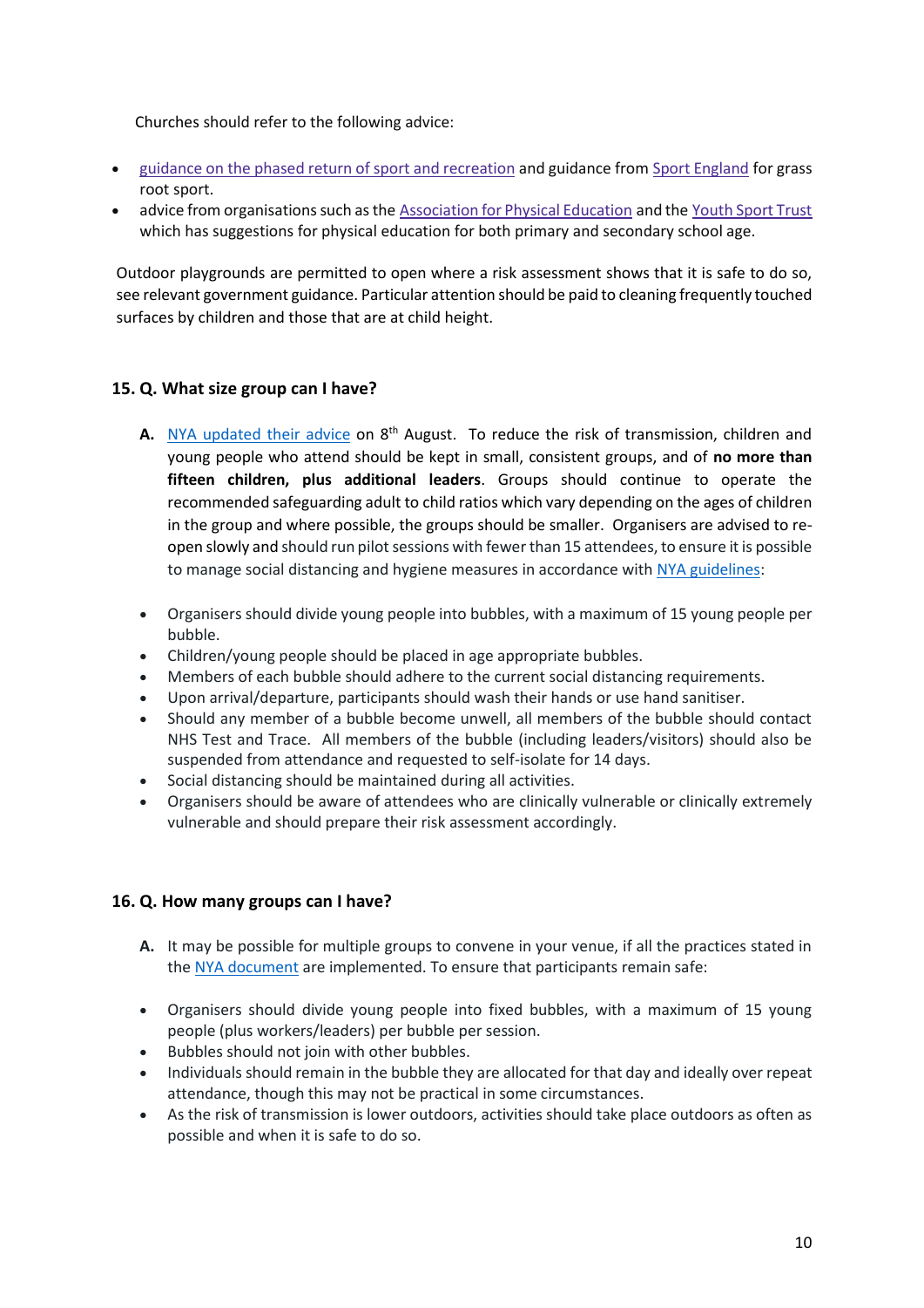Churches should refer to the following advice:

- guidance on the phased return of sport and recreation and guidance from Sport England for grass root sport.
- advice from organisations such as the Association for Physical Education and the Youth Sport Trust which has suggestions for physical education for both primary and secondary school age.

Outdoor playgrounds are permitted to open where a risk assessment shows that it is safe to do so, see relevant government guidance. Particular attention should be paid to cleaning frequently touched surfaces by children and those that are at child height.

### 15. Q. What size group can I have?

**A.** NYA updated their advice on 8th August. To reduce the risk of transmission, children and young people who attend should be kept in small, consistent groups, and of **no more than fifteen children, plus additional leaders**. Groups should continue to operate the recommended safeguarding adult to child ratios which vary depending on the ages of children in the group and where possible, the groups should be smaller. Organisers are advised to re-open slowly and should run pilot sessions with fewer than 15 attendees, to ensure it is possible to manage social distancing and hygiene measures in accordance with NYA guidelines:

- Organisers should divide young people into bubbles, with a maximum of 15 young people per bubble.
- Children/young people should be placed in age appropriate bubbles.
- Members of each bubble should adhere to the current social distancing requirements.
- Upon arrival/departure, participants should wash their hands or use hand sanitiser.
- Should any member of a bubble become unwell, all members of the bubble should contact NHS Test and Trace. All members of the bubble (including leaders/visitors) should also be suspended from attendance and requested to self-isolate for 14 days.
- Social distancing should be maintained during all activities.
- Organisers should be aware of attendees who are clinically vulnerable or clinically extremely vulnerable and should prepare their risk assessment accordingly.

### 16. Q. How many groups can I have?

**A.** It may be possible for multiple groups to convene in your venue, if all the practices stated in the NYA document are implemented. To ensure that participants remain safe:

- Organisers should divide young people into fixed bubbles, with a maximum of 15 young people (plus workers/leaders) per bubble per session.
- Bubbles should not join with other bubbles.
- Individuals should remain in the bubble they are allocated for that day and ideally over repeat attendance, though this may not be practical in some circumstances.
- As the risk of transmission is lower outdoors, activities should take place outdoors as often as possible and when it is safe to do so.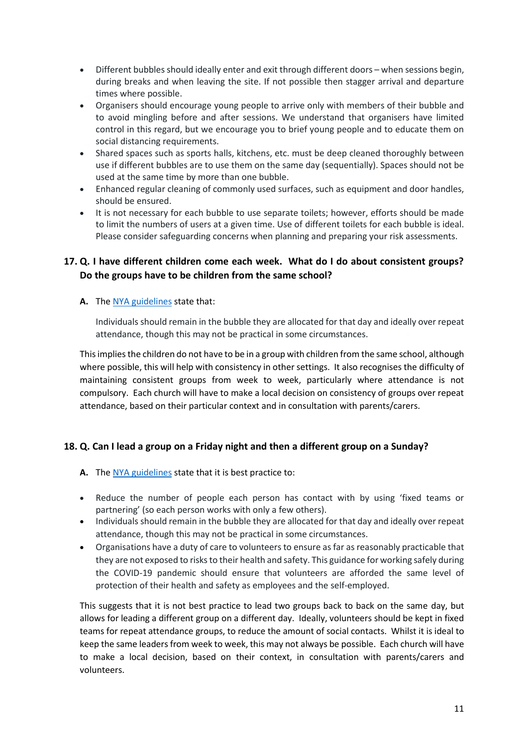- Different bubbles should ideally enter and exit through different doors – when sessions begin, during breaks and when leaving the site. If not possible then stagger arrival and departure times where possible.
- Organisers should encourage young people to arrive only with members of their bubble and to avoid mingling before and after sessions. We understand that organisers have limited control in this regard, but we encourage you to brief young people and to educate them on social distancing requirements.
- Shared spaces such as sports halls, kitchens, etc. must be deep cleaned thoroughly between use if different bubbles are to use them on the same day (sequentially). Spaces should not be used at the same time by more than one bubble.
- Enhanced regular cleaning of commonly used surfaces, such as equipment and door handles, should be ensured.
- It is not necessary for each bubble to use separate toilets; however, efforts should be made to limit the numbers of users at a given time. Use of different toilets for each bubble is ideal. Please consider safeguarding concerns when planning and preparing your risk assessments.

## 17. Q. I have different children come each week. What do I do about consistent groups? Do the groups have to be children from the same school?

**A.** The NYA guidelines state that:

> Individuals should remain in the bubble they are allocated for that day and ideally over repeat attendance, though this may not be practical in some circumstances.

This implies the children do not have to be in a group with children from the same school, although where possible, this will help with consistency in other settings. It also recognises the difficulty of maintaining consistent groups from week to week, particularly where attendance is not compulsory. Each church will have to make a local decision on consistency of groups over repeat attendance, based on their particular context and in consultation with parents/carers.

## 18. Q. Can I lead a group on a Friday night and then a different group on a Sunday?

**A.** The NYA guidelines state that it is best practice to:

- Reduce the number of people each person has contact with by using 'fixed teams or partnering' (so each person works with only a few others).
- Individuals should remain in the bubble they are allocated for that day and ideally over repeat attendance, though this may not be practical in some circumstances.
- Organisations have a duty of care to volunteers to ensure as far as reasonably practicable that they are not exposed to risks to their health and safety. This guidance for working safely during the COVID-19 pandemic should ensure that volunteers are afforded the same level of protection of their health and safety as employees and the self-employed.

This suggests that it is not best practice to lead two groups back to back on the same day, but allows for leading a different group on a different day. Ideally, volunteers should be kept in fixed teams for repeat attendance groups, to reduce the amount of social contacts. Whilst it is ideal to keep the same leaders from week to week, this may not always be possible. Each church will have to make a local decision, based on their context, in consultation with parents/carers and volunteers.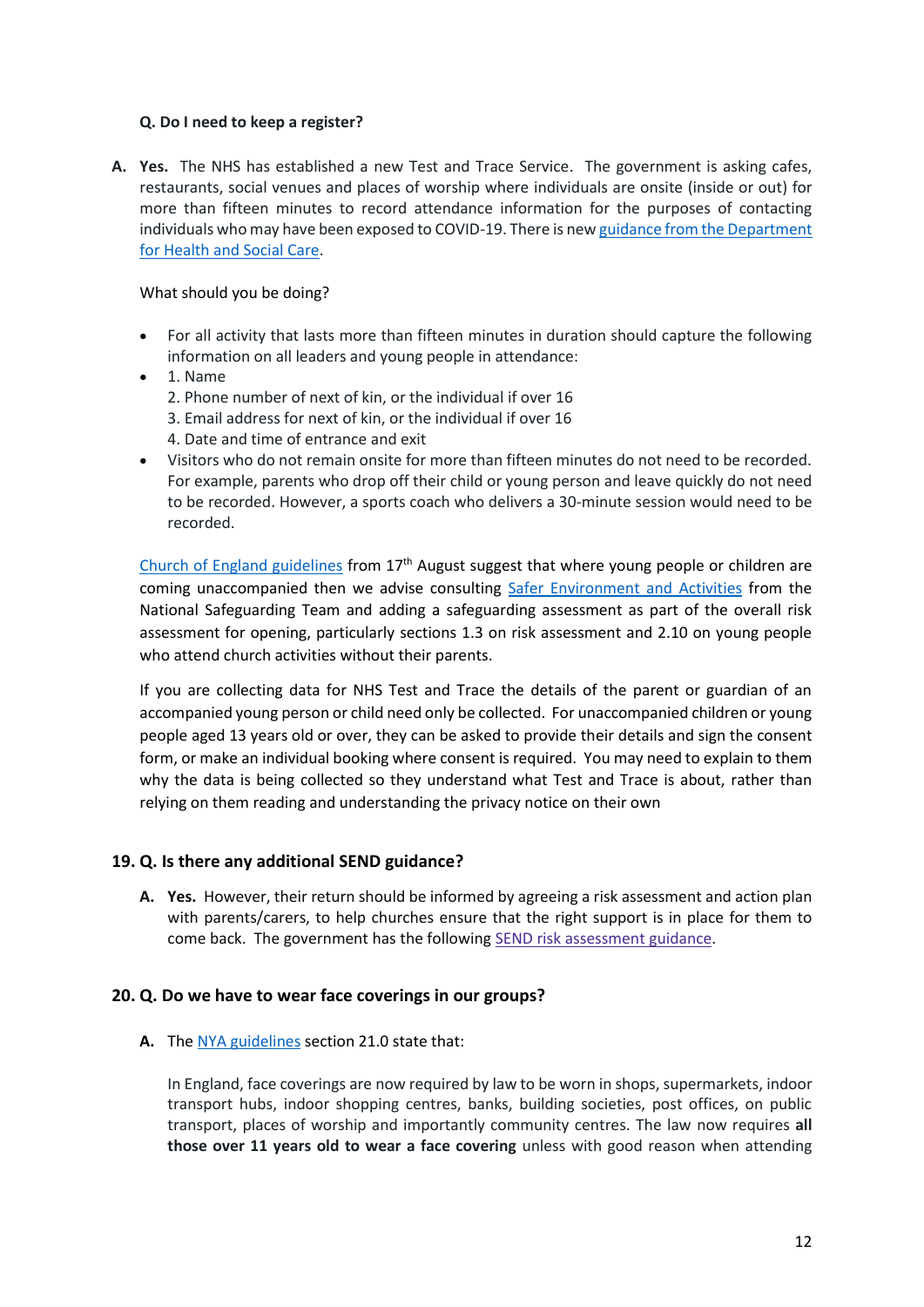**Q. Do I need to keep a register?**

**A.** **Yes.** The NHS has established a new Test and Trace Service. The government is asking cafes, restaurants, social venues and places of worship where individuals are onsite (inside or out) for more than fifteen minutes to record attendance information for the purposes of contacting individuals who may have been exposed to COVID-19. There is new guidance from the Department for Health and Social Care.

What should you be doing?

- For all activity that lasts more than fifteen minutes in duration should capture the following information on all leaders and young people in attendance:
- 1. Name
  2. Phone number of next of kin, or the individual if over 16
  3. Email address for next of kin, or the individual if over 16
  4. Date and time of entrance and exit
- Visitors who do not remain onsite for more than fifteen minutes do not need to be recorded. For example, parents who drop off their child or young person and leave quickly do not need to be recorded. However, a sports coach who delivers a 30-minute session would need to be recorded.

Church of England guidelines from 17th August suggest that where young people or children are coming unaccompanied then we advise consulting Safer Environment and Activities from the National Safeguarding Team and adding a safeguarding assessment as part of the overall risk assessment for opening, particularly sections 1.3 on risk assessment and 2.10 on young people who attend church activities without their parents.

If you are collecting data for NHS Test and Trace the details of the parent or guardian of an accompanied young person or child need only be collected. For unaccompanied children or young people aged 13 years old or over, they can be asked to provide their details and sign the consent form, or make an individual booking where consent is required. You may need to explain to them why the data is being collected so they understand what Test and Trace is about, rather than relying on them reading and understanding the privacy notice on their own

**19. Q. Is there any additional SEND guidance?**

**A.** **Yes.** However, their return should be informed by agreeing a risk assessment and action plan with parents/carers, to help churches ensure that the right support is in place for them to come back. The government has the following SEND risk assessment guidance.

**20. Q. Do we have to wear face coverings in our groups?**

**A.** The NYA guidelines section 21.0 state that:

In England, face coverings are now required by law to be worn in shops, supermarkets, indoor transport hubs, indoor shopping centres, banks, building societies, post offices, on public transport, places of worship and importantly community centres. The law now requires **all those over 11 years old to wear a face covering** unless with good reason when attending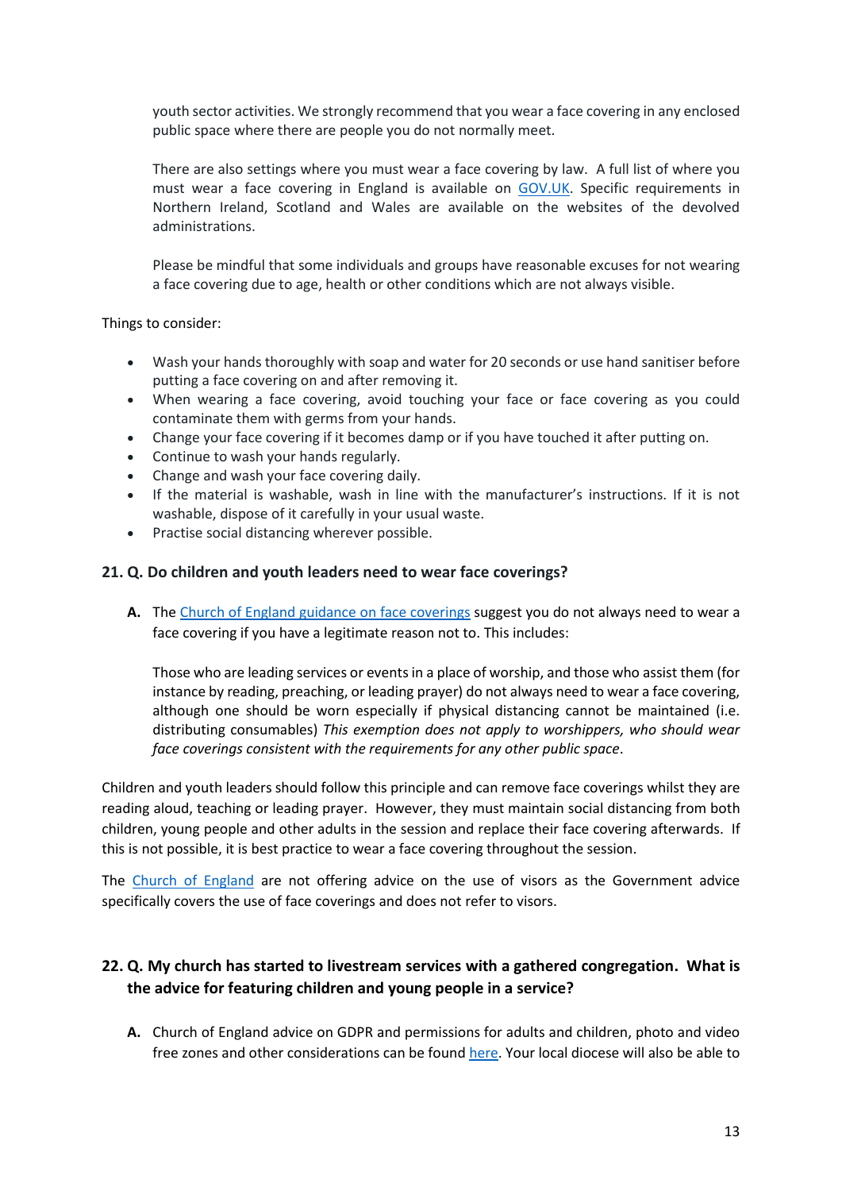youth sector activities. We strongly recommend that you wear a face covering in any enclosed public space where there are people you do not normally meet.

There are also settings where you must wear a face covering by law. A full list of where you must wear a face covering in England is available on [GOV.UK](). Specific requirements in Northern Ireland, Scotland and Wales are available on the websites of the devolved administrations.

Please be mindful that some individuals and groups have reasonable excuses for not wearing a face covering due to age, health or other conditions which are not always visible.

Things to consider:

- Wash your hands thoroughly with soap and water for 20 seconds or use hand sanitiser before putting a face covering on and after removing it.
- When wearing a face covering, avoid touching your face or face covering as you could contaminate them with germs from your hands.
- Change your face covering if it becomes damp or if you have touched it after putting on.
- Continue to wash your hands regularly.
- Change and wash your face covering daily.
- If the material is washable, wash in line with the manufacturer's instructions. If it is not washable, dispose of it carefully in your usual waste.
- Practise social distancing wherever possible.

### 21. Q. Do children and youth leaders need to wear face coverings?

**A.** The [Church of England guidance on face coverings]() suggest you do not always need to wear a face covering if you have a legitimate reason not to. This includes:

Those who are leading services or events in a place of worship, and those who assist them (for instance by reading, preaching, or leading prayer) do not always need to wear a face covering, although one should be worn especially if physical distancing cannot be maintained (i.e. distributing consumables) *This exemption does not apply to worshippers, who should wear face coverings consistent with the requirements for any other public space*.

Children and youth leaders should follow this principle and can remove face coverings whilst they are reading aloud, teaching or leading prayer. However, they must maintain social distancing from both children, young people and other adults in the session and replace their face covering afterwards. If this is not possible, it is best practice to wear a face covering throughout the session.

The [Church of England]() are not offering advice on the use of visors as the Government advice specifically covers the use of face coverings and does not refer to visors.

### 22. Q. My church has started to livestream services with a gathered congregation. What is the advice for featuring children and young people in a service?

**A.** Church of England advice on GDPR and permissions for adults and children, photo and video free zones and other considerations can be found [here](). Your local diocese will also be able to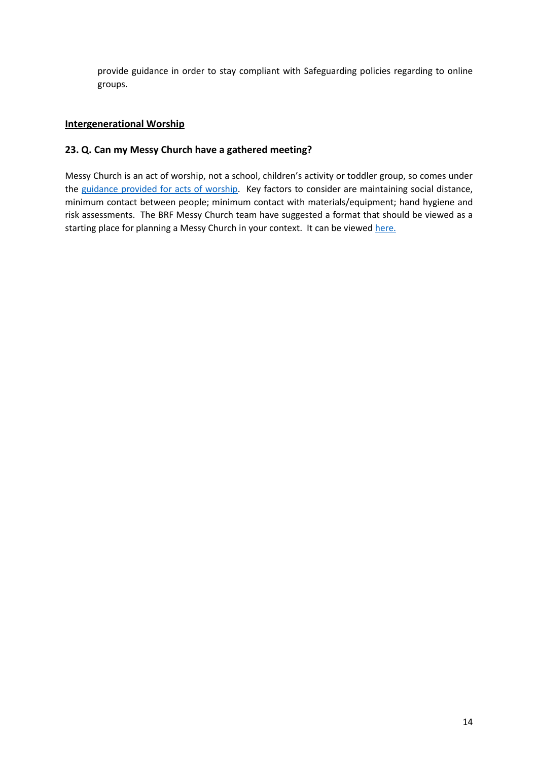provide guidance in order to stay compliant with Safeguarding policies regarding to online groups.

## Intergenerational Worship

### 23. Q. Can my Messy Church have a gathered meeting?

Messy Church is an act of worship, not a school, children's activity or toddler group, so comes under the guidance provided for acts of worship. Key factors to consider are maintaining social distance, minimum contact between people; minimum contact with materials/equipment; hand hygiene and risk assessments. The BRF Messy Church team have suggested a format that should be viewed as a starting place for planning a Messy Church in your context. It can be viewed here.